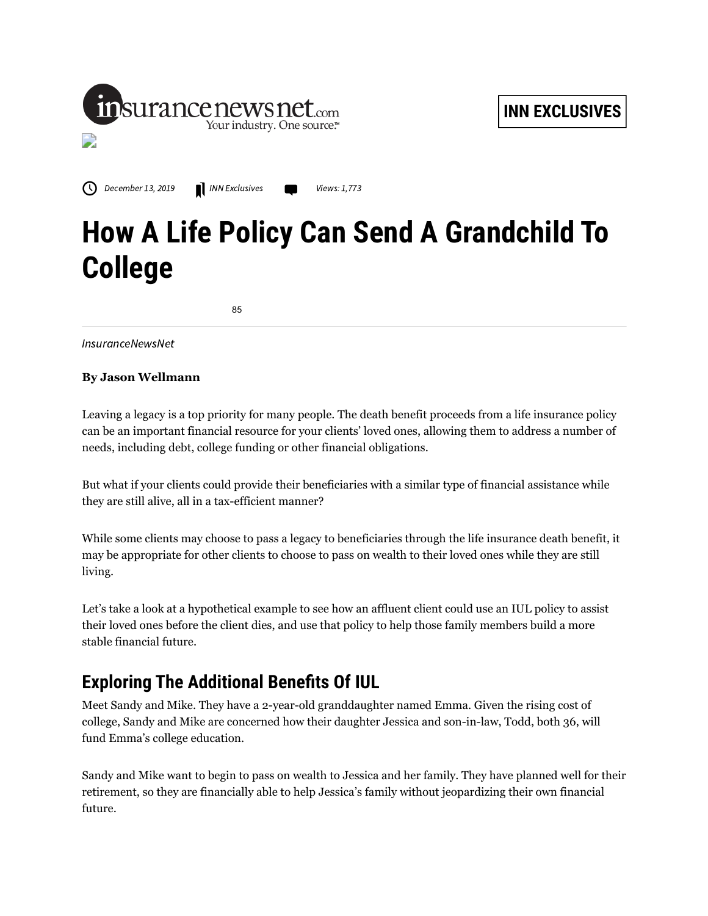December 13, 2019 | INN Exclusives | Views: 1,773

# How A Life Policy Can Send A Grandchild To College

85

*InsuranceNewsNet*

**By Jason Wellmann**

Leaving a legacy is a top priority for many people. The death benefit proceeds from a life insurance policy can be an important financial resource for your clients' loved ones, allowing them to address a number of needs, including debt, college funding or other financial obligations.

But what if your clients could provide their beneficiaries with a similar type of financial assistance while they are still alive, all in a tax-efficient manner?

While some clients may choose to pass a legacy to beneficiaries through the life insurance death benefit, it may be appropriate for other clients to choose to pass on wealth to their loved ones while they are still living.

Let's take a look at a hypothetical example to see how an affluent client could use an IUL policy to assist their loved ones before the client dies, and use that policy to help those family members build a more stable financial future.

## Exploring The Additional Benefits Of IUL

Meet Sandy and Mike. They have a 2-year-old granddaughter named Emma. Given the rising cost of college, Sandy and Mike are concerned how their daughter Jessica and son-in-law, Todd, both 36, will fund Emma's college education.

Sandy and Mike want to begin to pass on wealth to Jessica and her family. They have planned well for their retirement, so they are financially able to help Jessica's family without jeopardizing their own financial future.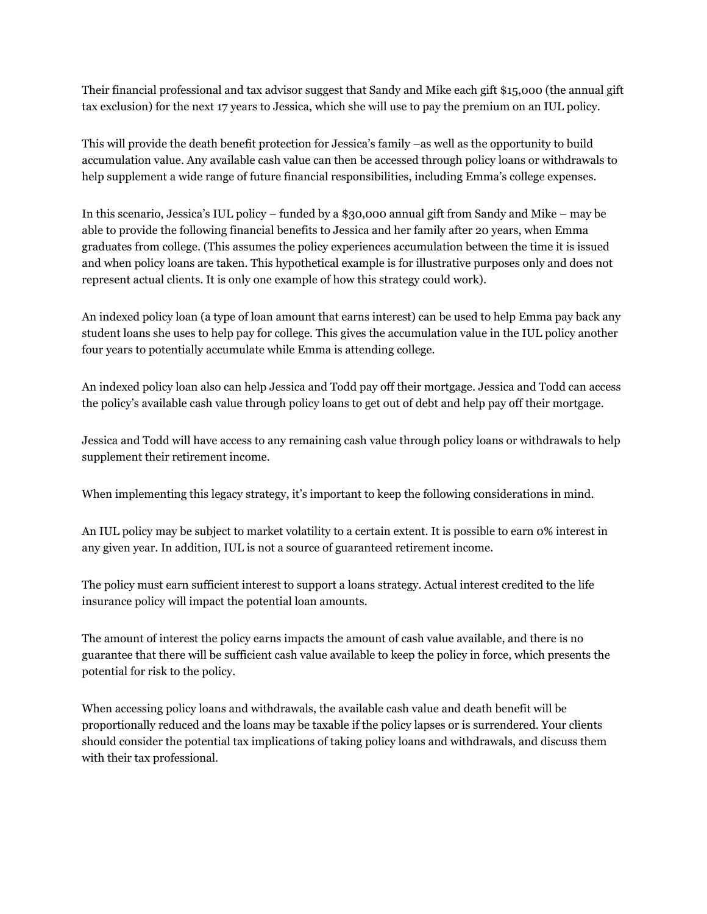Their financial professional and tax advisor suggest that Sandy and Mike each gift $15,000 (the annual gift tax exclusion) for the next 17 years to Jessica, which she will use to pay the premium on an IUL policy.

This will provide the death benefit protection for Jessica's family –as well as the opportunity to build accumulation value. Any available cash value can then be accessed through policy loans or withdrawals to help supplement a wide range of future financial responsibilities, including Emma's college expenses.

In this scenario, Jessica's IUL policy – funded by a $30,000 annual gift from Sandy and Mike – may be able to provide the following financial benefits to Jessica and her family after 20 years, when Emma graduates from college. (This assumes the policy experiences accumulation between the time it is issued and when policy loans are taken. This hypothetical example is for illustrative purposes only and does not represent actual clients. It is only one example of how this strategy could work).

An indexed policy loan (a type of loan amount that earns interest) can be used to help Emma pay back any student loans she uses to help pay for college. This gives the accumulation value in the IUL policy another four years to potentially accumulate while Emma is attending college.

An indexed policy loan also can help Jessica and Todd pay off their mortgage. Jessica and Todd can access the policy's available cash value through policy loans to get out of debt and help pay off their mortgage.

Jessica and Todd will have access to any remaining cash value through policy loans or withdrawals to help supplement their retirement income.

When implementing this legacy strategy, it's important to keep the following considerations in mind.

An IUL policy may be subject to market volatility to a certain extent. It is possible to earn 0% interest in any given year. In addition, IUL is not a source of guaranteed retirement income.

The policy must earn sufficient interest to support a loans strategy. Actual interest credited to the life insurance policy will impact the potential loan amounts.

The amount of interest the policy earns impacts the amount of cash value available, and there is no guarantee that there will be sufficient cash value available to keep the policy in force, which presents the potential for risk to the policy.

When accessing policy loans and withdrawals, the available cash value and death benefit will be proportionally reduced and the loans may be taxable if the policy lapses or is surrendered. Your clients should consider the potential tax implications of taking policy loans and withdrawals, and discuss them with their tax professional.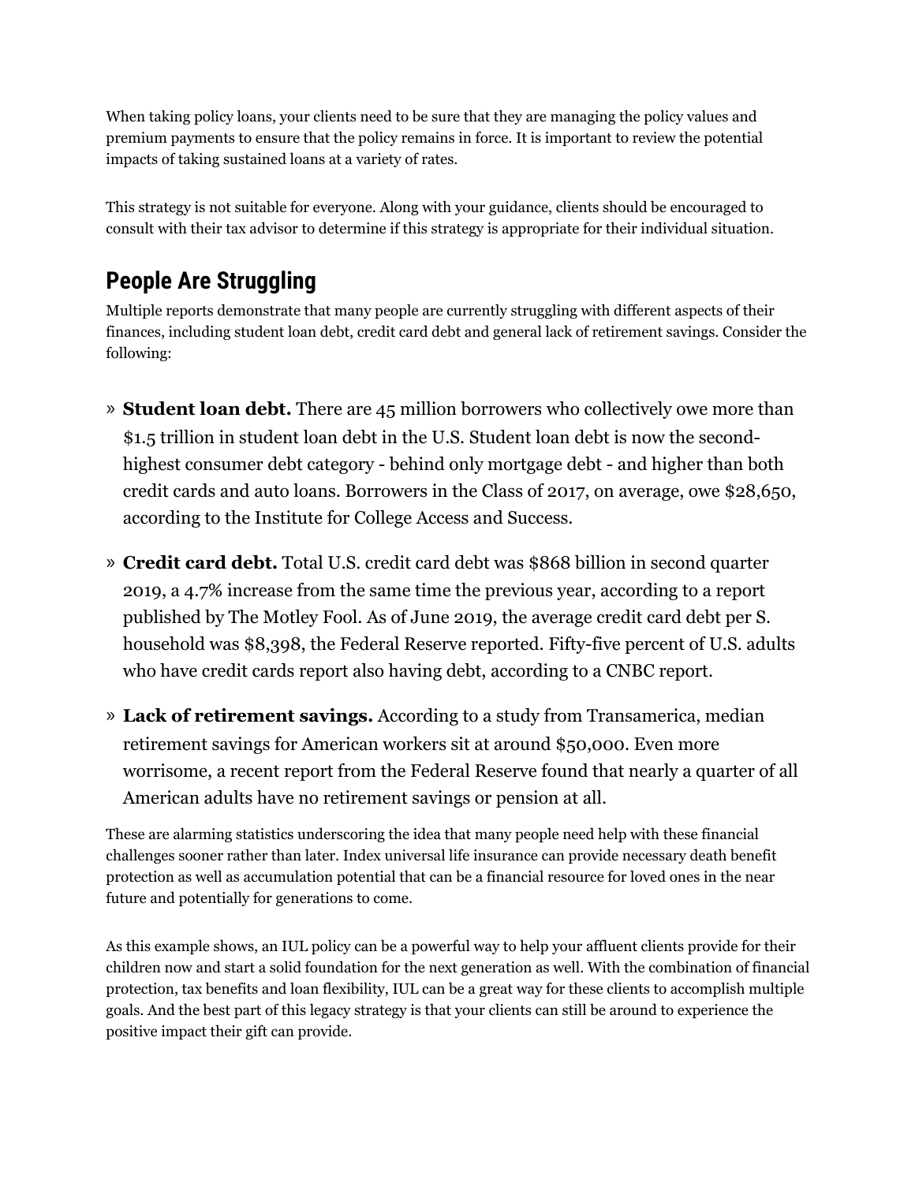When taking policy loans, your clients need to be sure that they are managing the policy values and premium payments to ensure that the policy remains in force. It is important to review the potential impacts of taking sustained loans at a variety of rates.

This strategy is not suitable for everyone. Along with your guidance, clients should be encouraged to consult with their tax advisor to determine if this strategy is appropriate for their individual situation.

## People Are Struggling

Multiple reports demonstrate that many people are currently struggling with different aspects of their finances, including student loan debt, credit card debt and general lack of retirement savings. Consider the following:

- **Student loan debt.** There are 45 million borrowers who collectively owe more than $1.5 trillion in student loan debt in the U.S. Student loan debt is now the second-highest consumer debt category - behind only mortgage debt - and higher than both credit cards and auto loans. Borrowers in the Class of 2017, on average, owe $28,650, according to the Institute for College Access and Success.
- **Credit card debt.** Total U.S. credit card debt was $868 billion in second quarter 2019, a 4.7% increase from the same time the previous year, according to a report published by The Motley Fool. As of June 2019, the average credit card debt per S. household was $8,398, the Federal Reserve reported. Fifty-five percent of U.S. adults who have credit cards report also having debt, according to a CNBC report.
- **Lack of retirement savings.** According to a study from Transamerica, median retirement savings for American workers sit at around $50,000. Even more worrisome, a recent report from the Federal Reserve found that nearly a quarter of all American adults have no retirement savings or pension at all.

These are alarming statistics underscoring the idea that many people need help with these financial challenges sooner rather than later. Index universal life insurance can provide necessary death benefit protection as well as accumulation potential that can be a financial resource for loved ones in the near future and potentially for generations to come.

As this example shows, an IUL policy can be a powerful way to help your affluent clients provide for their children now and start a solid foundation for the next generation as well. With the combination of financial protection, tax benefits and loan flexibility, IUL can be a great way for these clients to accomplish multiple goals. And the best part of this legacy strategy is that your clients can still be around to experience the positive impact their gift can provide.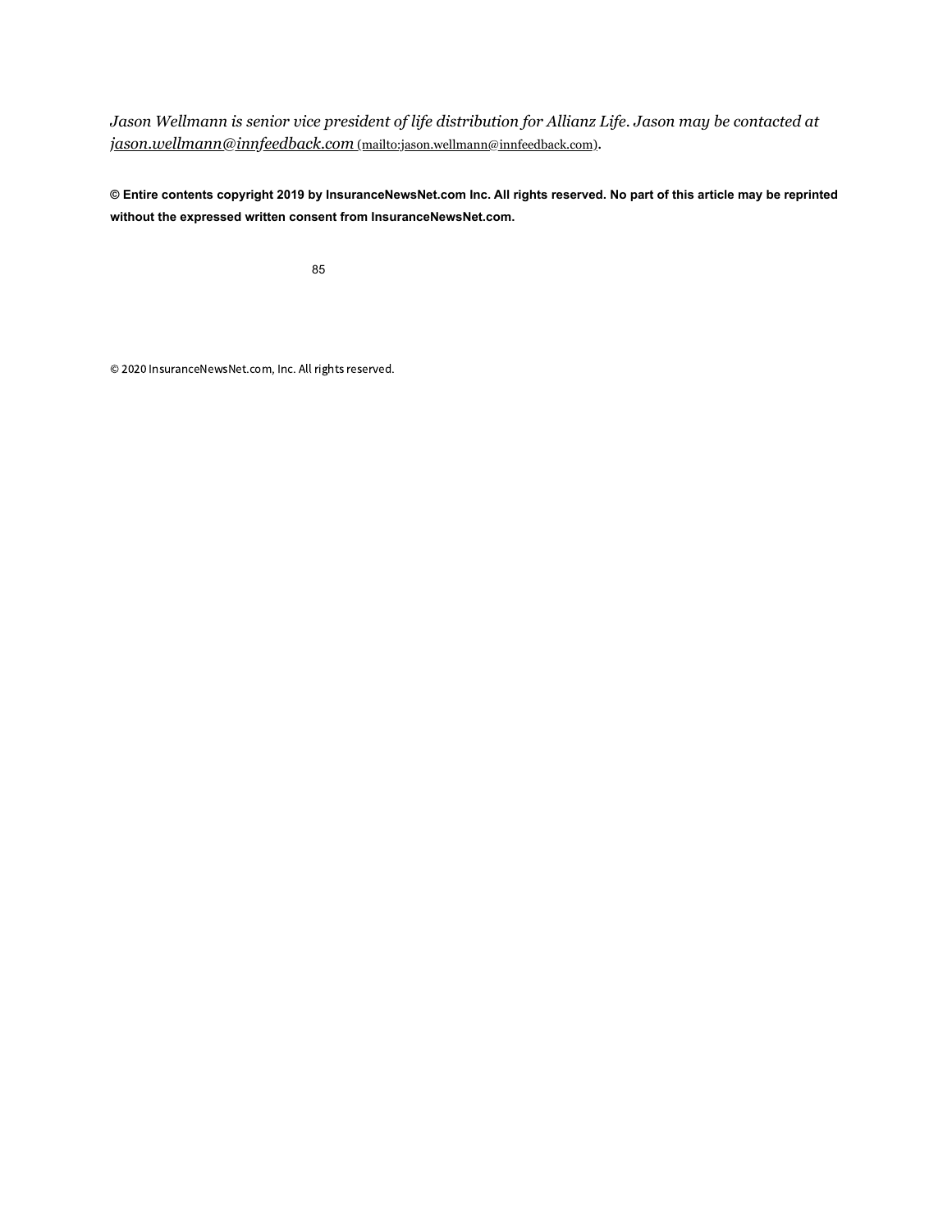*Jason Wellmann is senior vice president of life distribution for Allianz Life. Jason may be contacted at [jason.wellmann@innfeedback.com](mailto:jason.wellmann@innfeedback.com) (mailto:jason.wellmann@innfeedback.com).*

**© Entire contents copyright 2019 by InsuranceNewsNet.com Inc. All rights reserved. No part of this article may be reprinted without the expressed written consent from InsuranceNewsNet.com.**

© 2020 InsuranceNewsNet.com, Inc. All rights reserved.